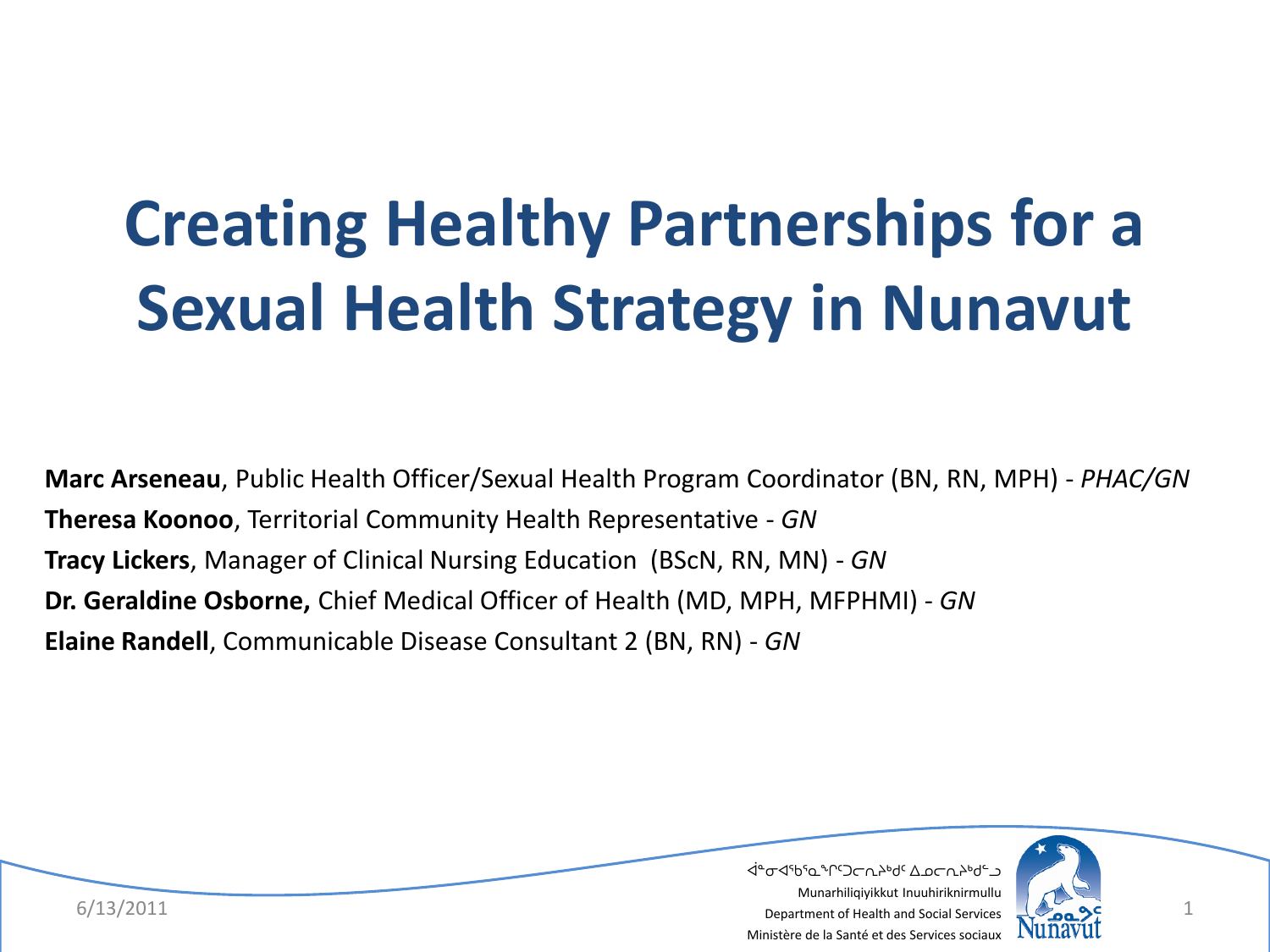# Creating Healthy Partnerships for a Sexual Health Strategy in Nunavut

**Marc Arseneau**, Public Health Officer/Sexual Health Program Coordinator (BN, RN, MPH) - *PHAC/GN*

**Theresa Koonoo**, Territorial Community Health Representative - *GN*

**Tracy Lickers**, Manager of Clinical Nursing Education (BScN, RN, MN) - *GN*

**Dr. Geraldine Osborne,** Chief Medical Officer of Health (MD, MPH, MFPHMI) - *GN*

**Elaine Randell**, Communicable Disease Consultant 2 (BN, RN) - *GN*

6/13/2011

ᐋᓐᓂᐊᖃᕐᓇᙱᑦᑐᓕᕆᔨᒃᑯᑦ ᐃᓄᓕᕆᔨᒃᑯᓪᓗ
Munarhiliqiyikkut Inuuhiriknirmullu
Department of Health and Social Services
Ministère de la Santé et des Services sociaux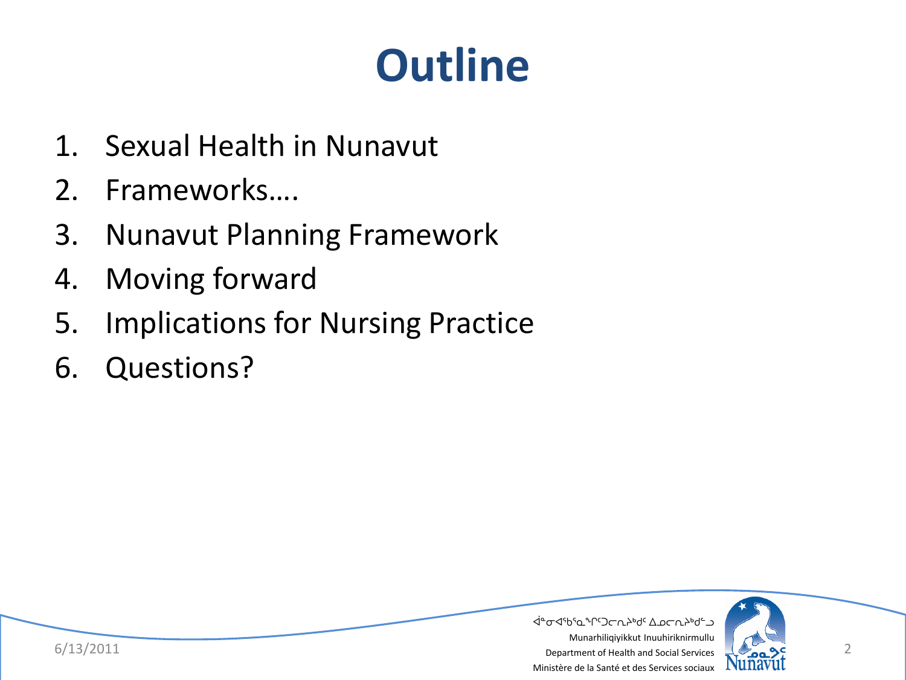# Outline

1. Sexual Health in Nunavut
2. Frameworks….
3. Nunavut Planning Framework
4. Moving forward
5. Implications for Nursing Practice
6. Questions?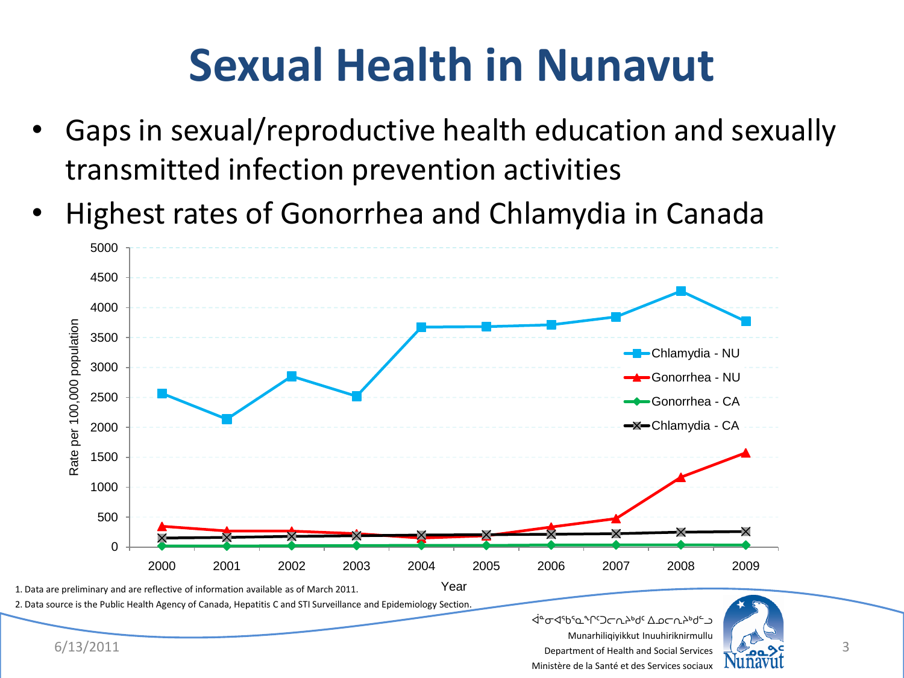# Sexual Health in Nunavut

- Gaps in sexual/reproductive health education and sexually transmitted infection prevention activities
- Highest rates of Gonorrhea and Chlamydia in Canada

1. Data are preliminary and are reflective of information available as of March 2011.
2. Data source is the Public Health Agency of Canada, Hepatitis C and STI Surveillance and Epidemiology Section.

ᐋᓐᓂᐊᖃᕐᓇᙱᑦᑐᓕᕆᔨᒃᑯᑦ ᐃᓄᓕᕆᔨᒃᑯᓪᓗ
Munarhiliqiyikkut Inuuhiriknirmullu
Department of Health and Social Services
Ministère de la Santé et des Services sociaux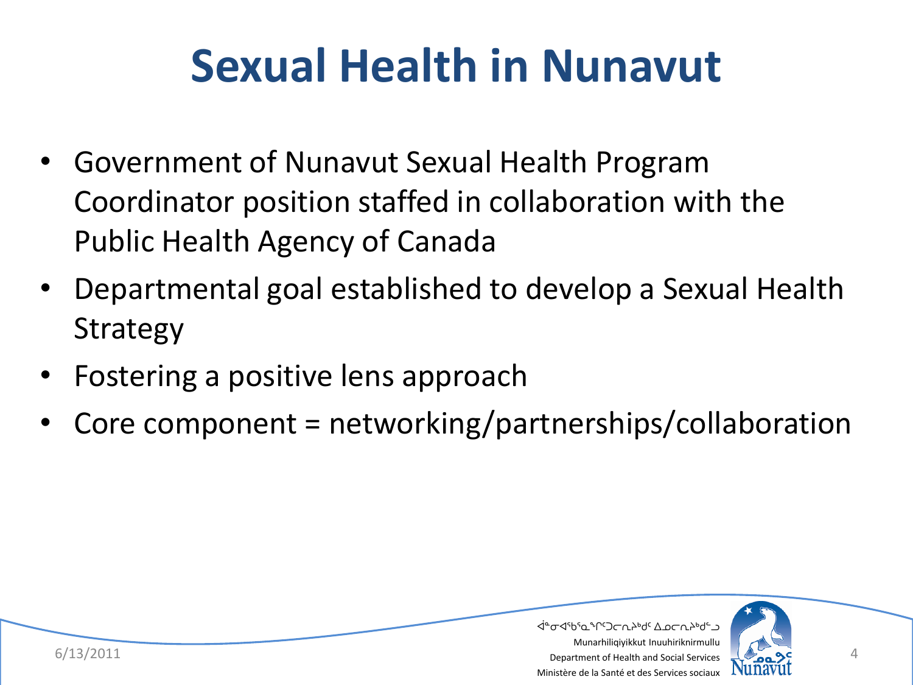# Sexual Health in Nunavut

- Government of Nunavut Sexual Health Program Coordinator position staffed in collaboration with the Public Health Agency of Canada
- Departmental goal established to develop a Sexual Health Strategy
- Fostering a positive lens approach
- Core component = networking/partnerships/collaboration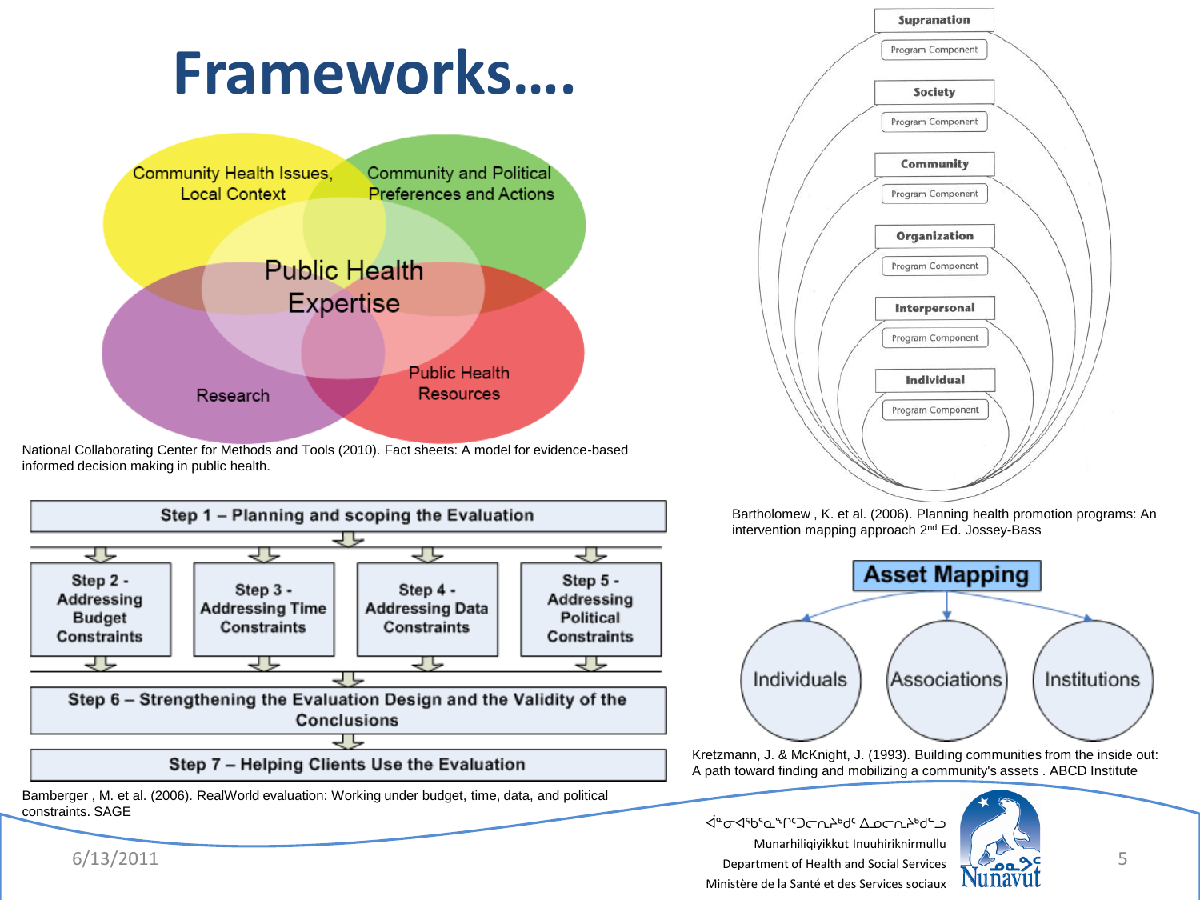# Frameworks….

Community Health Issues, Local Context

Community and Political Preferences and Actions

Public Health Expertise

Research

Public Health Resources

National Collaborating Center for Methods and Tools (2010). Fact sheets: A model for evidence-based informed decision making in public health.

Supranation
- Program Component

Society
- Program Component

Community
- Program Component

Organization
- Program Component

Interpersonal
- Program Component

Individual
- Program Component

Bartholomew , K. et al. (2006). Planning health promotion programs: An intervention mapping approach 2nd Ed. Jossey-Bass

Step 1 – Planning and scoping the Evaluation

- Step 2 - Addressing Budget Constraints
- Step 3 - Addressing Time Constraints
- Step 4 - Addressing Data Constraints
- Step 5 - Addressing Political Constraints

Step 6 – Strengthening the Evaluation Design and the Validity of the Conclusions

Step 7 – Helping Clients Use the Evaluation

Bamberger , M. et al. (2006). RealWorld evaluation: Working under budget, time, data, and political constraints. SAGE

Asset Mapping

- Individuals
- Associations
- Institutions

Kretzmann, J. & McKnight, J. (1993). Building communities from the inside out: A path toward finding and mobilizing a community's assets . ABCD Institute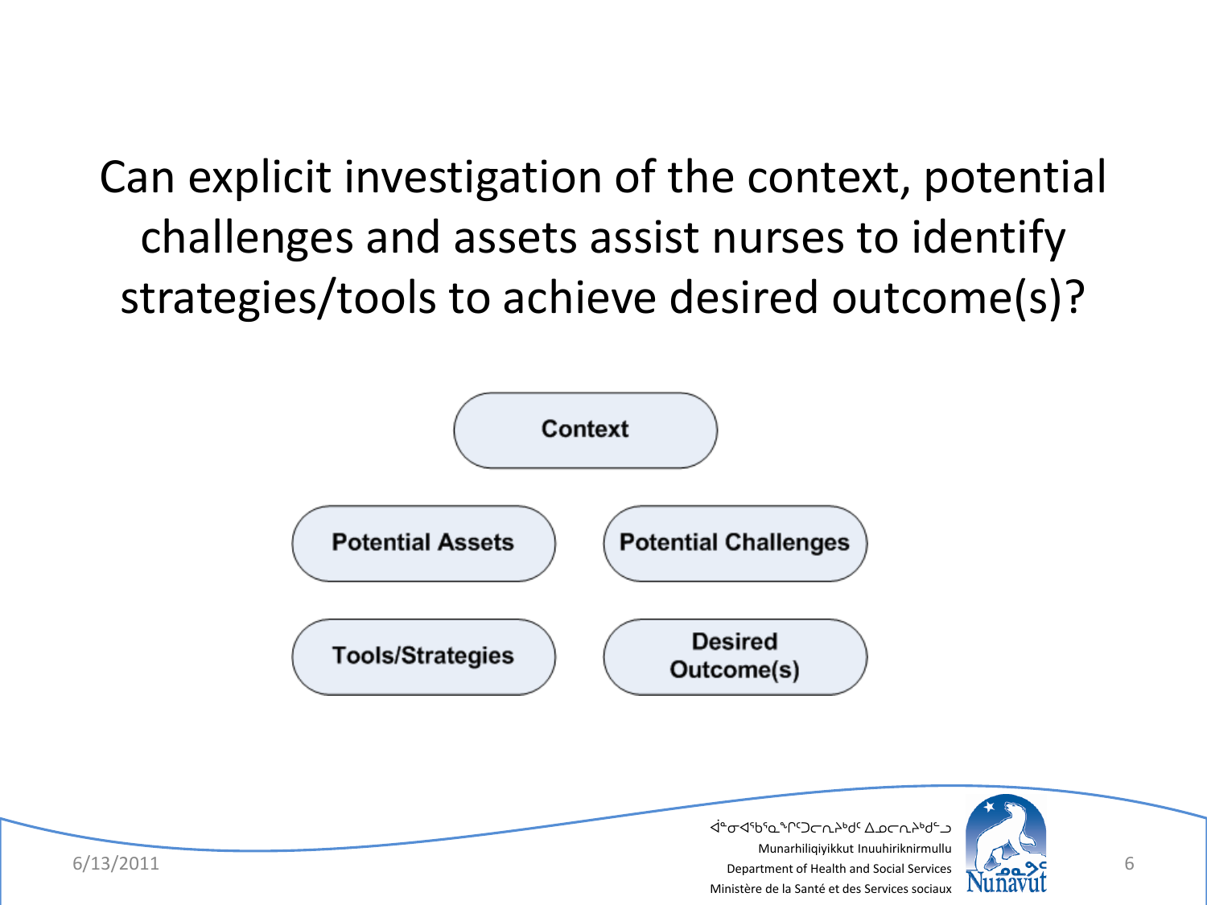# Can explicit investigation of the context, potential challenges and assets assist nurses to identify strategies/tools to achieve desired outcome(s)?

Context

Potential Assets

Potential Challenges

Tools/Strategies

Desired Outcome(s)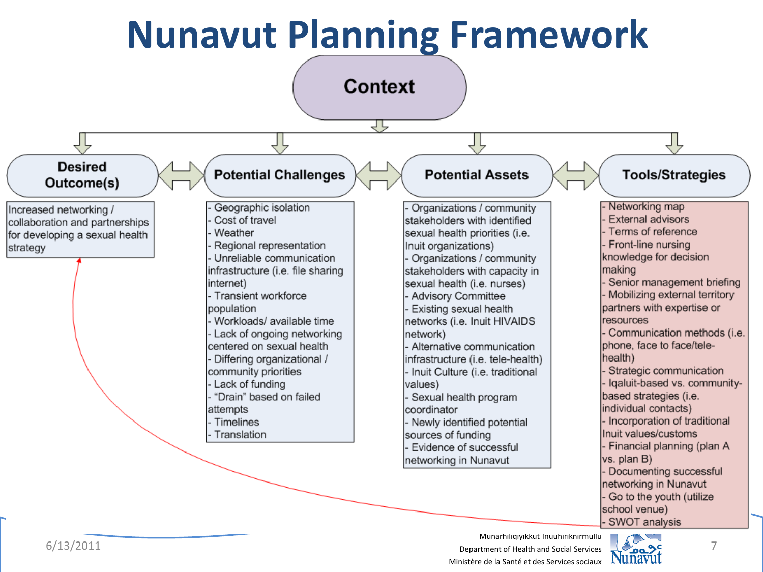# Nunavut Planning Framework

## Context

### Desired Outcome(s)

Increased networking / collaboration and partnerships for developing a sexual health strategy

### Potential Challenges

- Geographic isolation
- Cost of travel
- Weather
- Regional representation
- Unreliable communication infrastructure (i.e. file sharing internet)
- Transient workforce population
- Workloads/ available time
- Lack of ongoing networking centered on sexual health
- Differing organizational / community priorities
- Lack of funding
- “Drain” based on failed attempts
- Timelines
- Translation

### Potential Assets

- Organizations / community stakeholders with identified sexual health priorities (i.e. Inuit organizations)
- Organizations / community stakeholders with capacity in sexual health (i.e. nurses)
- Advisory Committee
- Existing sexual health networks (i.e. Inuit HIVAIDS network)
- Alternative communication infrastructure (i.e. tele-health)
- Inuit Culture (i.e. traditional values)
- Sexual health program coordinator
- Newly identified potential sources of funding
- Evidence of successful networking in Nunavut

### Tools/Strategies

- Networking map
- External advisors
- Terms of reference
- Front-line nursing knowledge for decision making
- Senior management briefing
- Mobilizing external territory partners with expertise or resources
- Communication methods (i.e. phone, face to face/tele-health)
- Strategic communication
- Iqaluit-based vs. community-based strategies (i.e. individual contacts)
- Incorporation of traditional Inuit values/customs
- Financial planning (plan A vs. plan B)
- Documenting successful networking in Nunavut
- Go to the youth (utilize school venue)
- SWOT analysis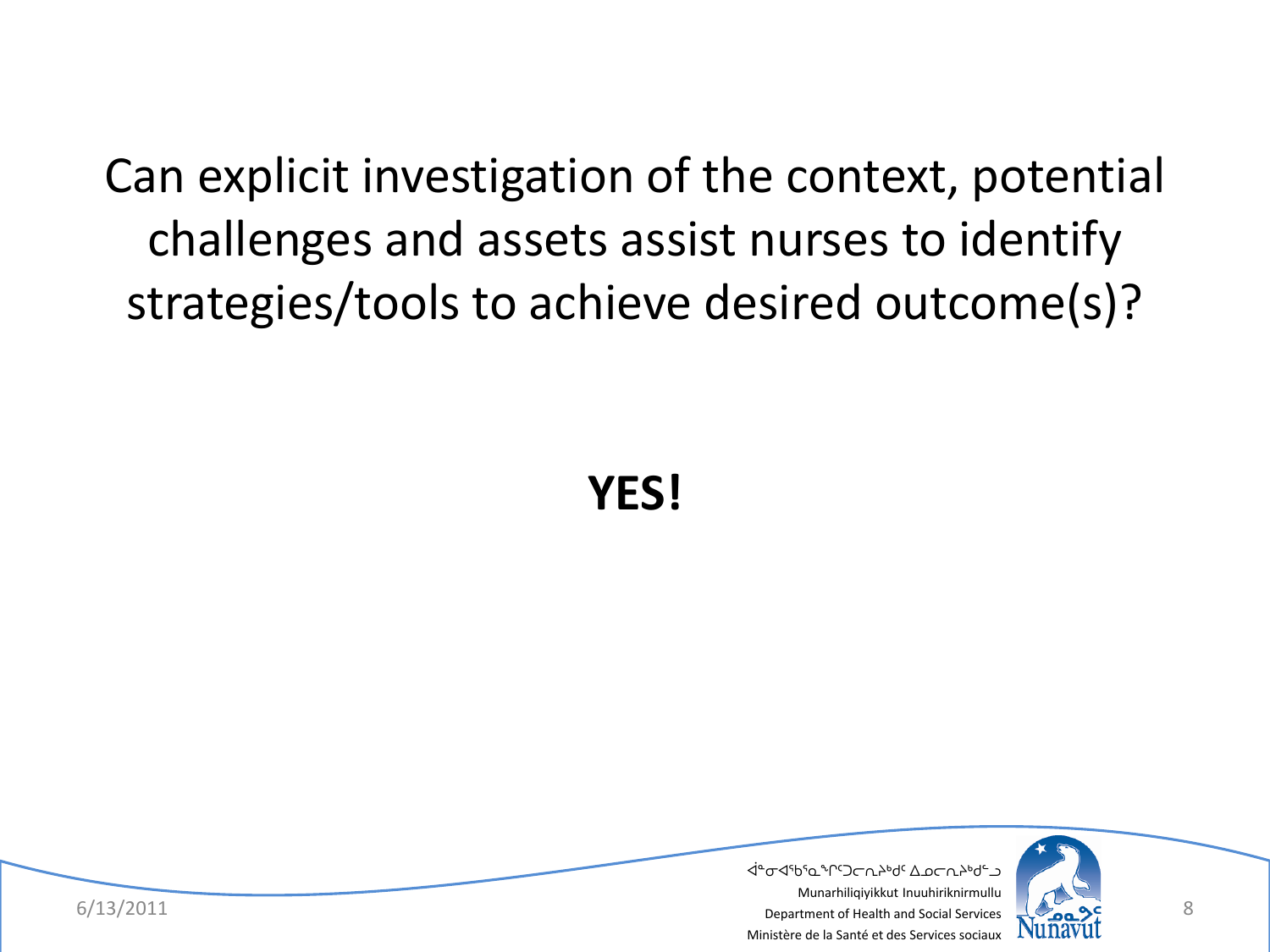Can explicit investigation of the context, potential challenges and assets assist nurses to identify strategies/tools to achieve desired outcome(s)?

**YES!**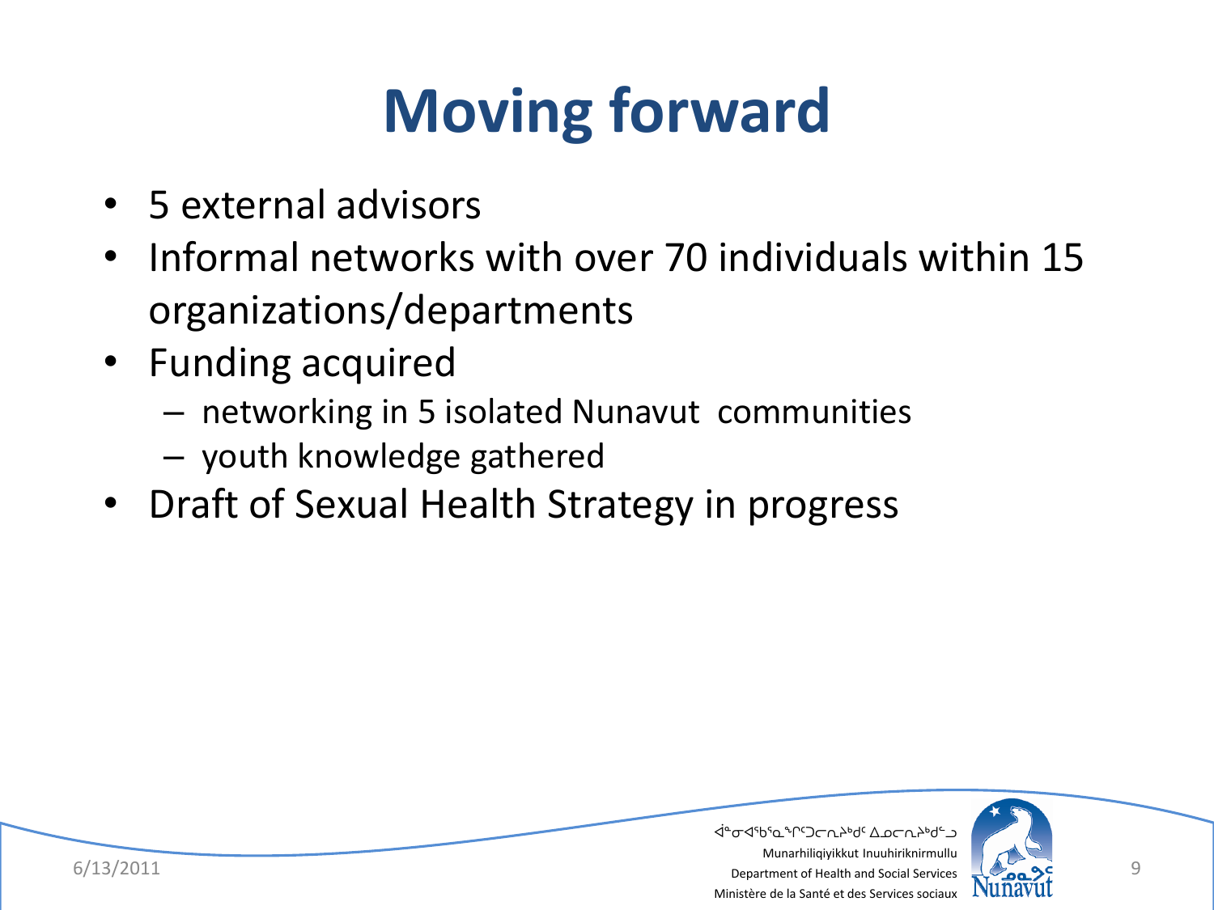# Moving forward

- 5 external advisors
- Informal networks with over 70 individuals within 15 organizations/departments
- Funding acquired
  - networking in 5 isolated Nunavut communities
  - youth knowledge gathered
- Draft of Sexual Health Strategy in progress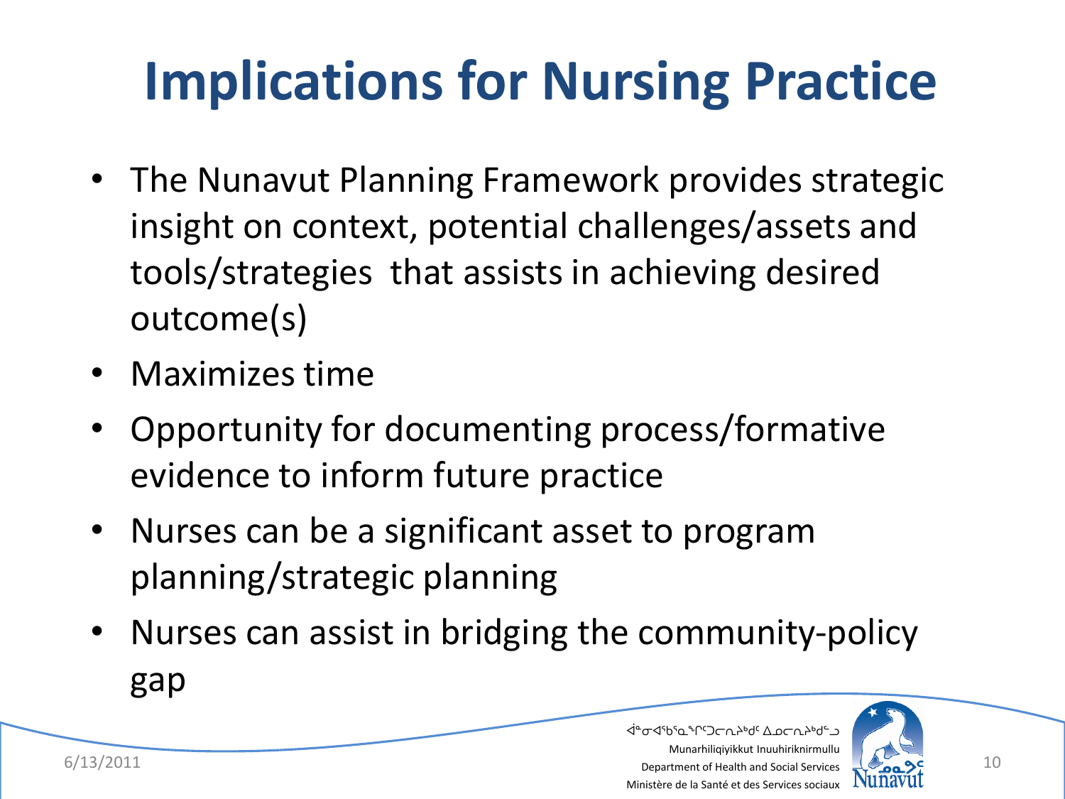# Implications for Nursing Practice

- The Nunavut Planning Framework provides strategic insight on context, potential challenges/assets and tools/strategies that assists in achieving desired outcome(s)
- Maximizes time
- Opportunity for documenting process/formative evidence to inform future practice
- Nurses can be a significant asset to program planning/strategic planning
- Nurses can assist in bridging the community-policy gap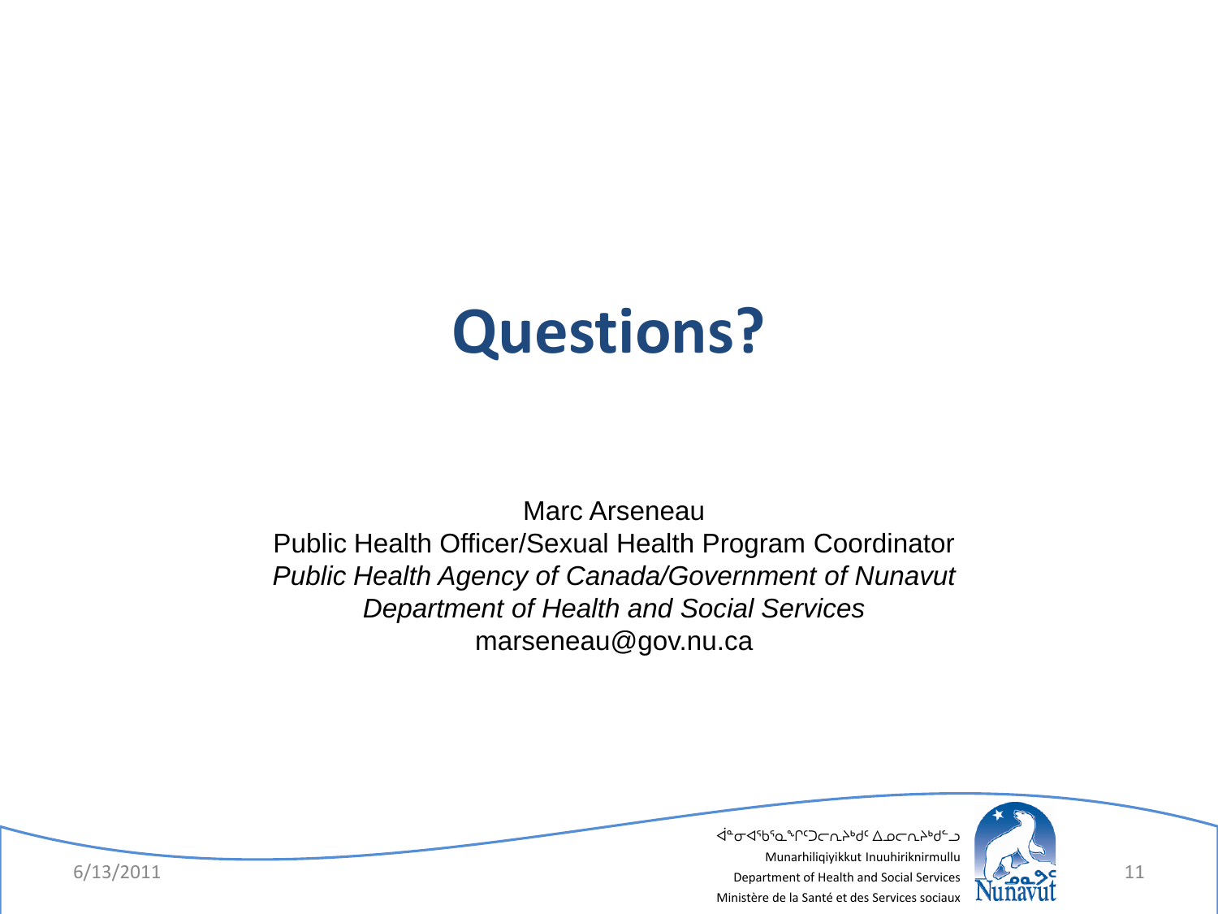# Questions?

Marc Arseneau
Public Health Officer/Sexual Health Program Coordinator
*Public Health Agency of Canada/Government of Nunavut*
*Department of Health and Social Services*
marseneau@gov.nu.ca

ᐋᓐᓂᐊᖃᕐᓇᙱᑦᑐᓕᕆᔨᒃᑯᑦ ᐃᓄᓕᕆᔨᒃᑯᓪᓗ
Munarhiliqiyikkut Inuuhiriknirmullu
Department of Health and Social Services
Ministère de la Santé et des Services sociaux